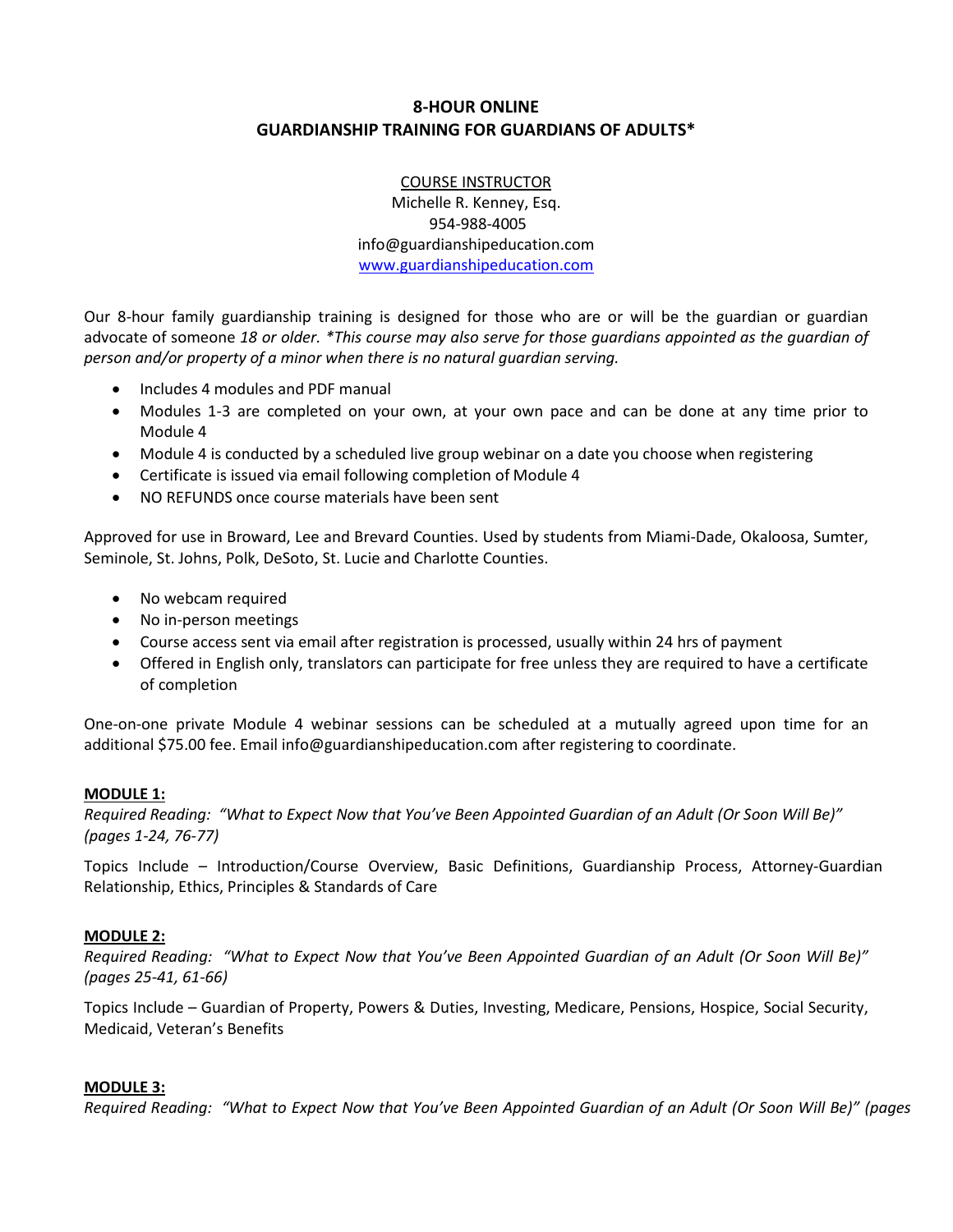# 8-HOUR ONLINE
# GUARDIANSHIP TRAINING FOR GUARDIANS OF ADULTS*

COURSE INSTRUCTOR
Michelle R. Kenney, Esq.
954-988-4005
info@guardianshipeducation.com
www.guardianshipeducation.com

Our 8-hour family guardianship training is designed for those who are or will be the guardian or guardian advocate of someone *18 or older. *This course may also serve for those guardians appointed as the guardian of person and/or property of a minor when there is no natural guardian serving.*

- Includes 4 modules and PDF manual
- Modules 1-3 are completed on your own, at your own pace and can be done at any time prior to Module 4
- Module 4 is conducted by a scheduled live group webinar on a date you choose when registering
- Certificate is issued via email following completion of Module 4
- NO REFUNDS once course materials have been sent

Approved for use in Broward, Lee and Brevard Counties. Used by students from Miami-Dade, Okaloosa, Sumter, Seminole, St. Johns, Polk, DeSoto, St. Lucie and Charlotte Counties.

- No webcam required
- No in-person meetings
- Course access sent via email after registration is processed, usually within 24 hrs of payment
- Offered in English only, translators can participate for free unless they are required to have a certificate of completion

One-on-one private Module 4 webinar sessions can be scheduled at a mutually agreed upon time for an additional $75.00 fee. Email info@guardianshipeducation.com after registering to coordinate.

**MODULE 1:**

*Required Reading: "What to Expect Now that You've Been Appointed Guardian of an Adult (Or Soon Will Be)" (pages 1-24, 76-77)*

Topics Include – Introduction/Course Overview, Basic Definitions, Guardianship Process, Attorney-Guardian Relationship, Ethics, Principles & Standards of Care

**MODULE 2:**

*Required Reading: "What to Expect Now that You've Been Appointed Guardian of an Adult (Or Soon Will Be)" (pages 25-41, 61-66)*

Topics Include – Guardian of Property, Powers & Duties, Investing, Medicare, Pensions, Hospice, Social Security, Medicaid, Veteran's Benefits

**MODULE 3:**

*Required Reading: "What to Expect Now that You've Been Appointed Guardian of an Adult (Or Soon Will Be)" (pages*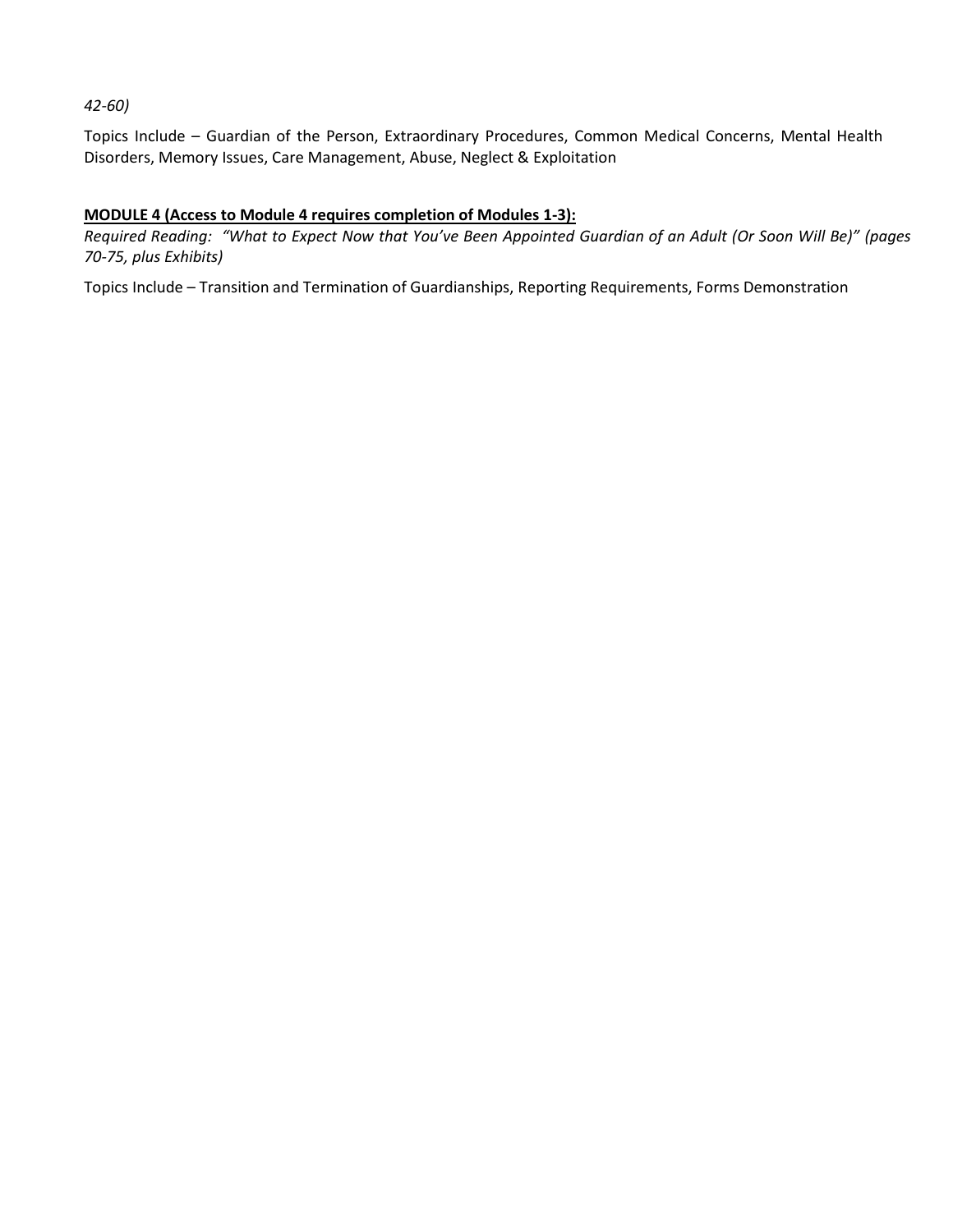*42-60)*

Topics Include – Guardian of the Person, Extraordinary Procedures, Common Medical Concerns, Mental Health Disorders, Memory Issues, Care Management, Abuse, Neglect & Exploitation

**MODULE 4 (Access to Module 4 requires completion of Modules 1-3):**

*Required Reading: "What to Expect Now that You've Been Appointed Guardian of an Adult (Or Soon Will Be)" (pages 70-75, plus Exhibits)*

Topics Include – Transition and Termination of Guardianships, Reporting Requirements, Forms Demonstration